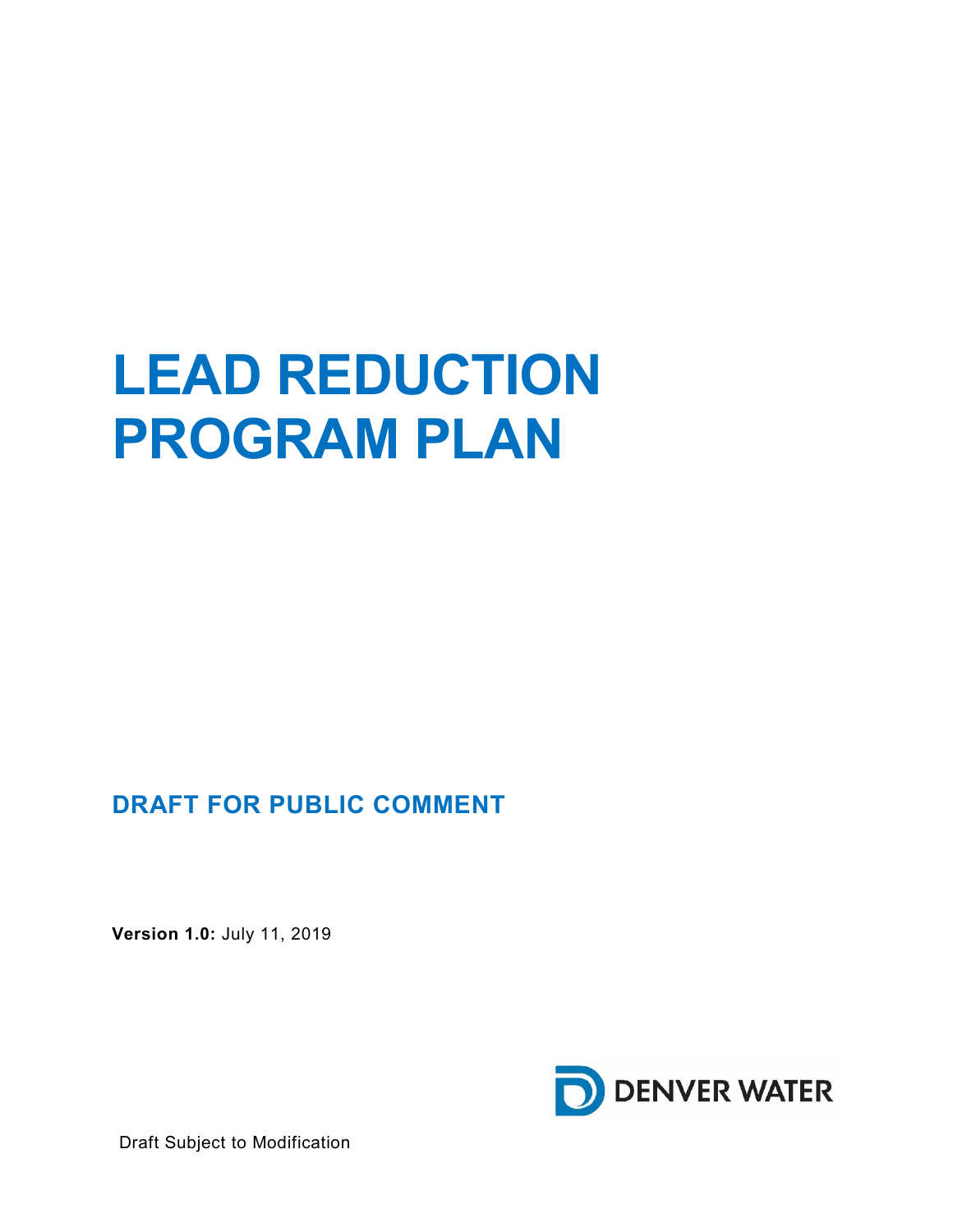# LEAD REDUCTION PROGRAM PLAN

## DRAFT FOR PUBLIC COMMENT

**Version 1.0:** July 11, 2019

DENVER WATER

Draft Subject to Modification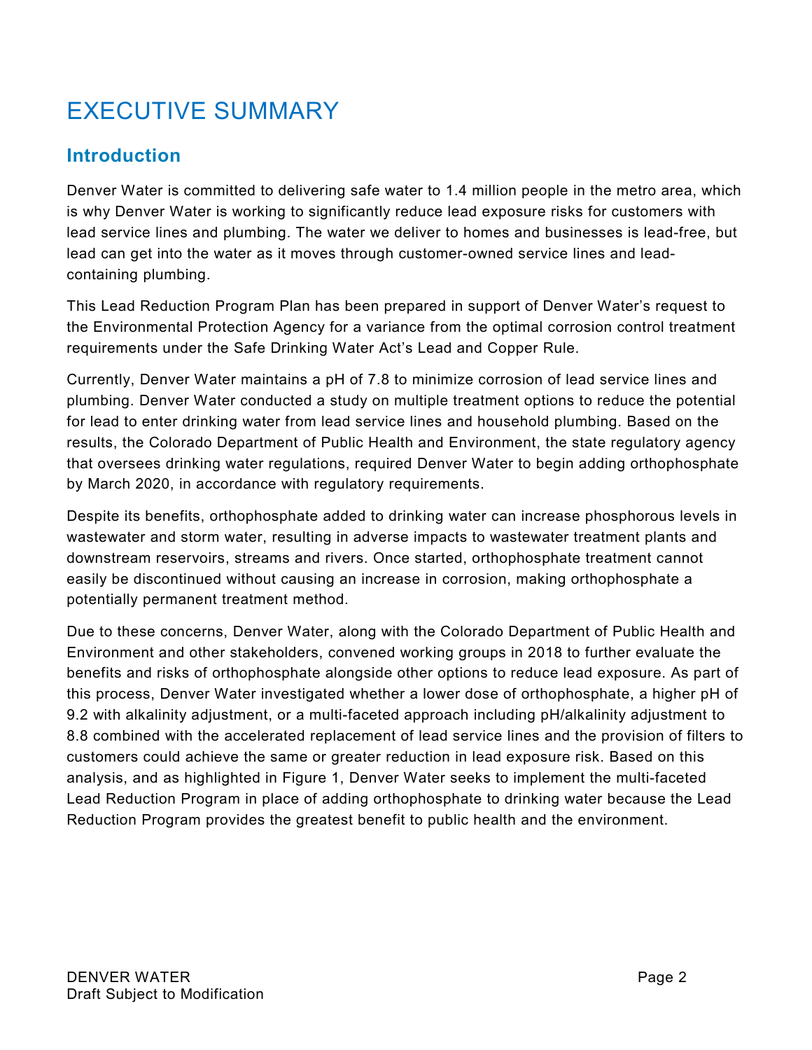# EXECUTIVE SUMMARY

## Introduction

Denver Water is committed to delivering safe water to 1.4 million people in the metro area, which is why Denver Water is working to significantly reduce lead exposure risks for customers with lead service lines and plumbing. The water we deliver to homes and businesses is lead-free, but lead can get into the water as it moves through customer-owned service lines and lead-containing plumbing.

This Lead Reduction Program Plan has been prepared in support of Denver Water's request to the Environmental Protection Agency for a variance from the optimal corrosion control treatment requirements under the Safe Drinking Water Act's Lead and Copper Rule.

Currently, Denver Water maintains a pH of 7.8 to minimize corrosion of lead service lines and plumbing. Denver Water conducted a study on multiple treatment options to reduce the potential for lead to enter drinking water from lead service lines and household plumbing. Based on the results, the Colorado Department of Public Health and Environment, the state regulatory agency that oversees drinking water regulations, required Denver Water to begin adding orthophosphate by March 2020, in accordance with regulatory requirements.

Despite its benefits, orthophosphate added to drinking water can increase phosphorous levels in wastewater and storm water, resulting in adverse impacts to wastewater treatment plants and downstream reservoirs, streams and rivers. Once started, orthophosphate treatment cannot easily be discontinued without causing an increase in corrosion, making orthophosphate a potentially permanent treatment method.

Due to these concerns, Denver Water, along with the Colorado Department of Public Health and Environment and other stakeholders, convened working groups in 2018 to further evaluate the benefits and risks of orthophosphate alongside other options to reduce lead exposure. As part of this process, Denver Water investigated whether a lower dose of orthophosphate, a higher pH of 9.2 with alkalinity adjustment, or a multi-faceted approach including pH/alkalinity adjustment to 8.8 combined with the accelerated replacement of lead service lines and the provision of filters to customers could achieve the same or greater reduction in lead exposure risk. Based on this analysis, and as highlighted in Figure 1, Denver Water seeks to implement the multi-faceted Lead Reduction Program in place of adding orthophosphate to drinking water because the Lead Reduction Program provides the greatest benefit to public health and the environment.

DENVER WATER
Draft Subject to Modification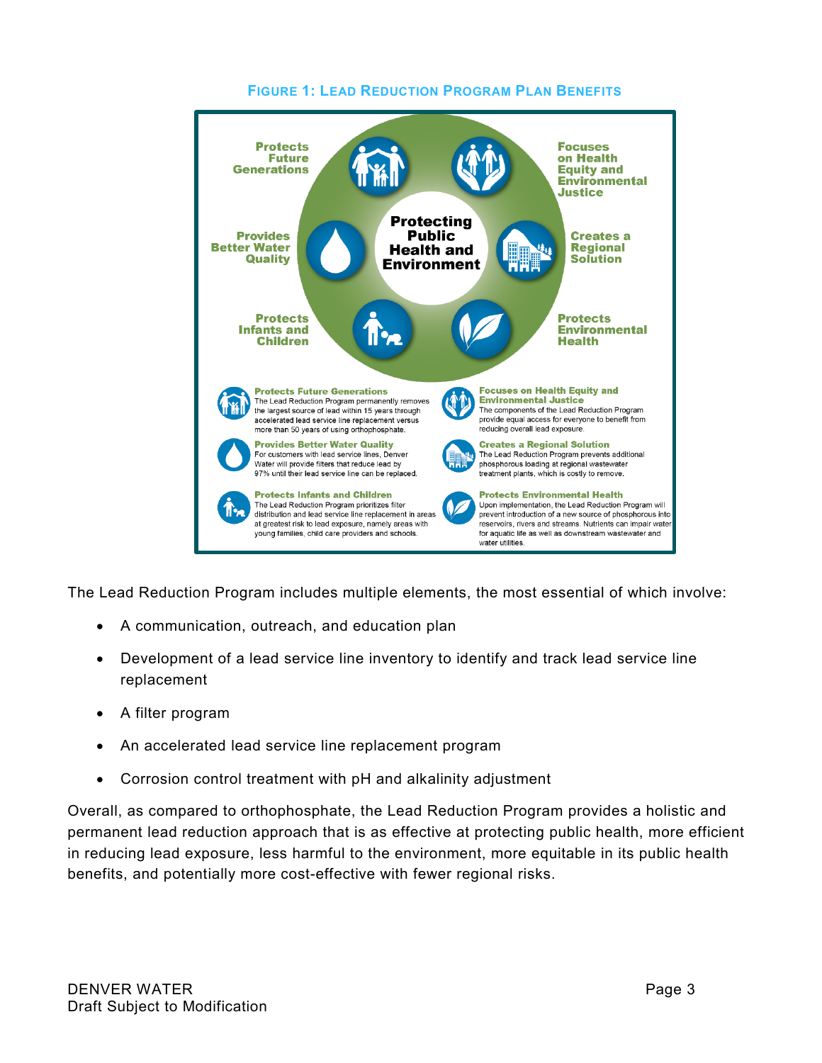**FIGURE 1: LEAD REDUCTION PROGRAM PLAN BENEFITS**

**Protecting Public Health and Environment**

- Protects Future Generations
- Focuses on Health Equity and Environmental Justice
- Provides Better Water Quality
- Creates a Regional Solution
- Protects Infants and Children
- Protects Environmental Health

**Protects Future Generations**
The Lead Reduction Program permanently removes the largest source of lead within 15 years through accelerated lead service line replacement versus more than 50 years of using orthophosphate.

**Focuses on Health Equity and Environmental Justice**
The components of the Lead Reduction Program provide equal access for everyone to benefit from reducing overall lead exposure.

**Provides Better Water Quality**
For customers with lead service lines, Denver Water will provide filters that reduce lead by 97% until their lead service line can be replaced.

**Creates a Regional Solution**
The Lead Reduction Program prevents additional phosphorous loading at regional wastewater treatment plants, which is costly to remove.

**Protects Infants and Children**
The Lead Reduction Program prioritizes filter distribution and lead service line replacement in areas at greatest risk to lead exposure, namely areas with young families, child care providers and schools.

**Protects Environmental Health**
Upon implementation, the Lead Reduction Program will prevent introduction of a new source of phosphorous into reservoirs, rivers and streams. Nutrients can impair water for aquatic life as well as downstream wastewater and water utilities.

The Lead Reduction Program includes multiple elements, the most essential of which involve:

- A communication, outreach, and education plan
- Development of a lead service line inventory to identify and track lead service line replacement
- A filter program
- An accelerated lead service line replacement program
- Corrosion control treatment with pH and alkalinity adjustment

Overall, as compared to orthophosphate, the Lead Reduction Program provides a holistic and permanent lead reduction approach that is as effective at protecting public health, more efficient in reducing lead exposure, less harmful to the environment, more equitable in its public health benefits, and potentially more cost-effective with fewer regional risks.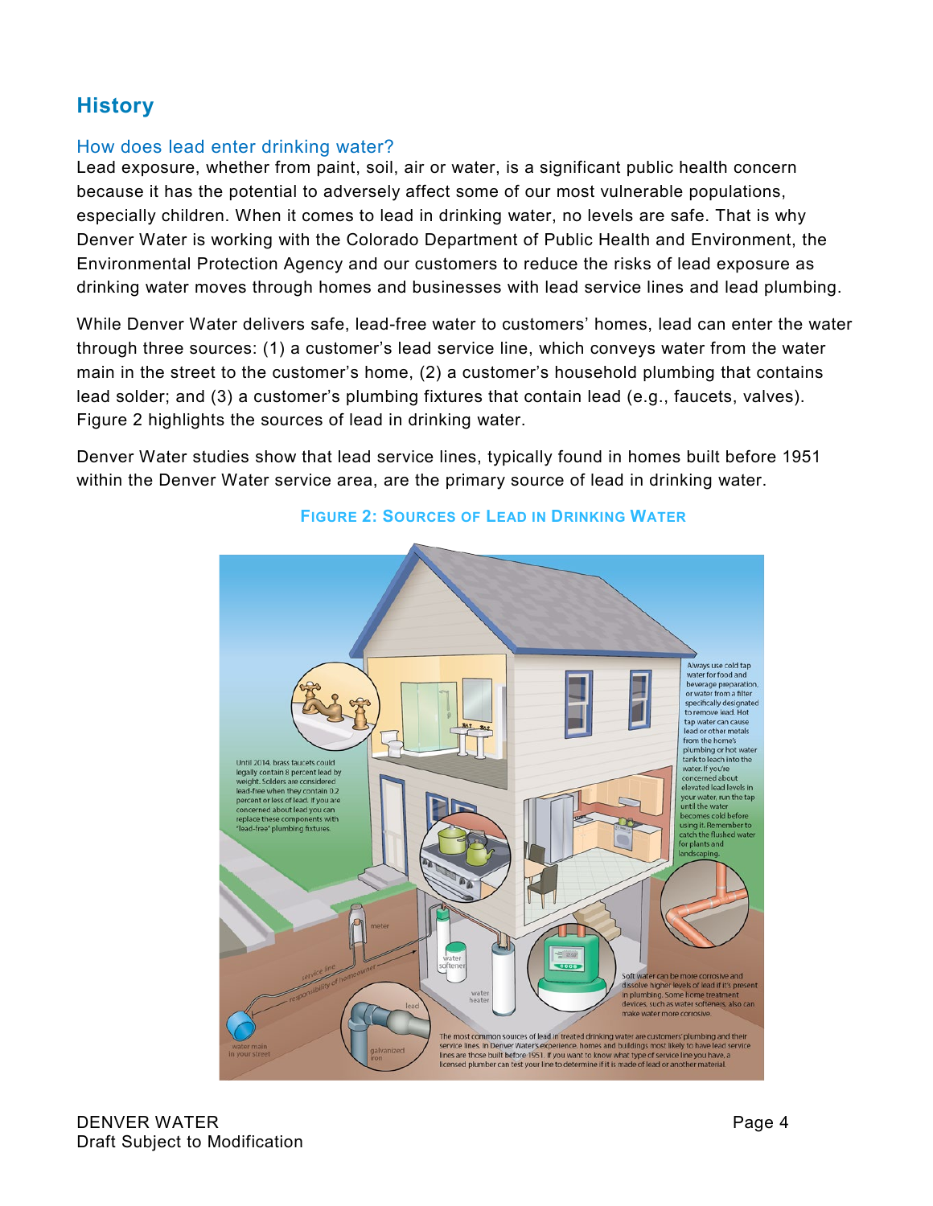## History

### How does lead enter drinking water?

Lead exposure, whether from paint, soil, air or water, is a significant public health concern because it has the potential to adversely affect some of our most vulnerable populations, especially children. When it comes to lead in drinking water, no levels are safe. That is why Denver Water is working with the Colorado Department of Public Health and Environment, the Environmental Protection Agency and our customers to reduce the risks of lead exposure as drinking water moves through homes and businesses with lead service lines and lead plumbing.

While Denver Water delivers safe, lead-free water to customers' homes, lead can enter the water through three sources: (1) a customer's lead service line, which conveys water from the water main in the street to the customer's home, (2) a customer's household plumbing that contains lead solder; and (3) a customer's plumbing fixtures that contain lead (e.g., faucets, valves). Figure 2 highlights the sources of lead in drinking water.

Denver Water studies show that lead service lines, typically found in homes built before 1951 within the Denver Water service area, are the primary source of lead in drinking water.

**FIGURE 2: SOURCES OF LEAD IN DRINKING WATER**

Until 2014, brass faucets could legally contain 8 percent lead by weight. Solders are considered lead-free when they contain 0.2 percent or less of lead. If you are concerned about lead you can replace these components with "lead-free" plumbing fixtures.

Always use cold tap water for food and beverage preparation, or water from a filter specifically designated to remove lead. Hot tap water can cause lead or other metals from the home's plumbing or hot water tank to leach into the water. If you're concerned about elevated lead levels in your water, run the tap until the water becomes cold before using it. Remember to catch the flushed water for plants and landscaping.

Soft water can be more corrosive and dissolve higher levels of lead if it's present in plumbing. Some home treatment devices, such as water softeners, also can make water more corrosive.

The most common sources of lead in treated drinking water are customers' plumbing and their service lines. In Denver Water's experience, homes and buildings most likely to have lead service lines are those built before 1951. If you want to know what type of service line you have, a licensed plumber can test your line to determine if it is made of lead or another material.

meter | service line | responsibility of homeowner | water main in your street | water softener | water heater | lead | galvanized iron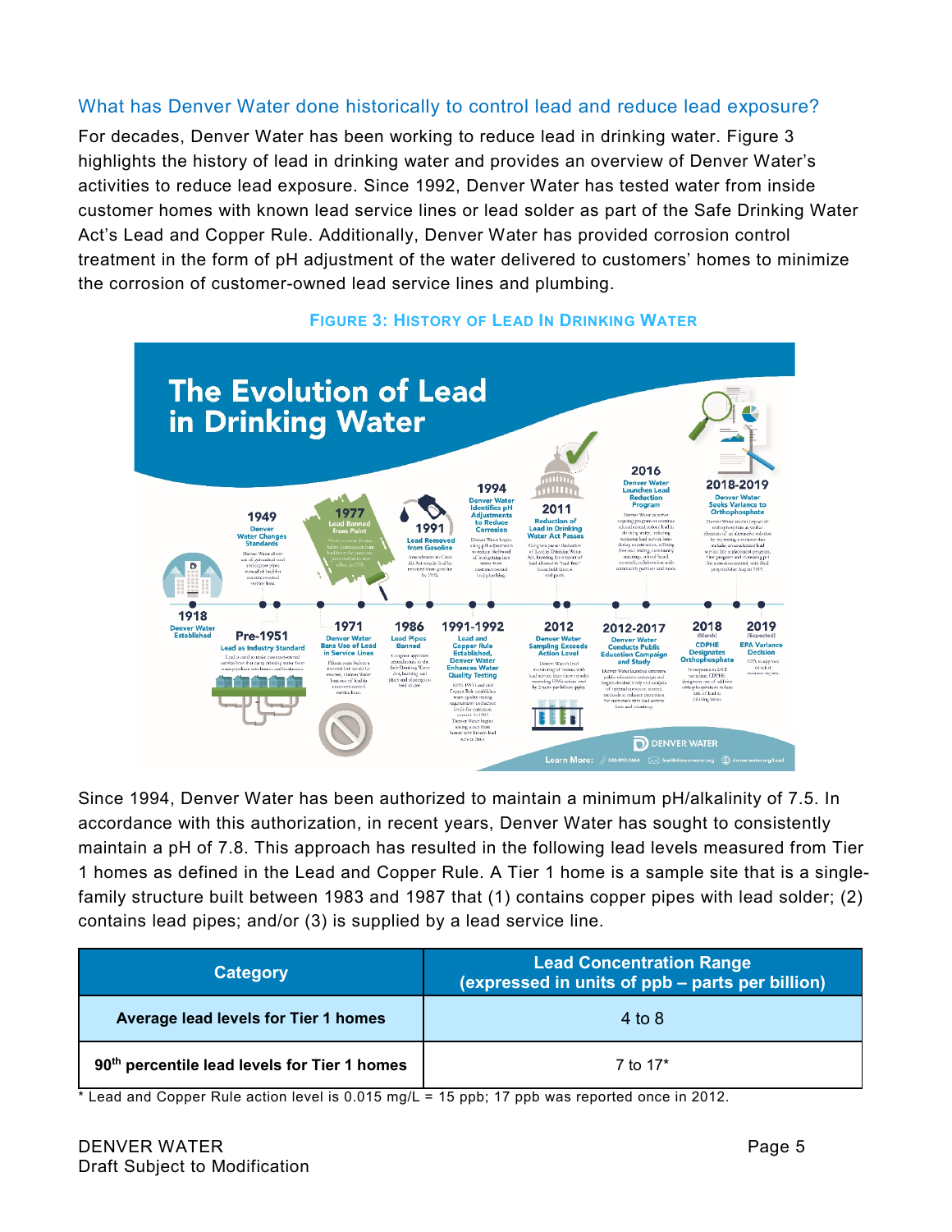### What has Denver Water done historically to control lead and reduce lead exposure?

For decades, Denver Water has been working to reduce lead in drinking water. Figure 3 highlights the history of lead in drinking water and provides an overview of Denver Water's activities to reduce lead exposure. Since 1992, Denver Water has tested water from inside customer homes with known lead service lines or lead solder as part of the Safe Drinking Water Act's Lead and Copper Rule. Additionally, Denver Water has provided corrosion control treatment in the form of pH adjustment of the water delivered to customers' homes to minimize the corrosion of customer-owned lead service lines and plumbing.

**FIGURE 3: HISTORY OF LEAD IN DRINKING WATER**

Since 1994, Denver Water has been authorized to maintain a minimum pH/alkalinity of 7.5. In accordance with this authorization, in recent years, Denver Water has sought to consistently maintain a pH of 7.8. This approach has resulted in the following lead levels measured from Tier 1 homes as defined in the Lead and Copper Rule. A Tier 1 home is a sample site that is a single-family structure built between 1983 and 1987 that (1) contains copper pipes with lead solder; (2) contains lead pipes; and/or (3) is supplied by a lead service line.

| Category | Lead Concentration Range (expressed in units of ppb – parts per billion) |
|---|---|
| **Average lead levels for Tier 1 homes** | 4 to 8 |
| **90th percentile lead levels for Tier 1 homes** | 7 to 17* |

* Lead and Copper Rule action level is 0.015 mg/L = 15 ppb; 17 ppb was reported once in 2012.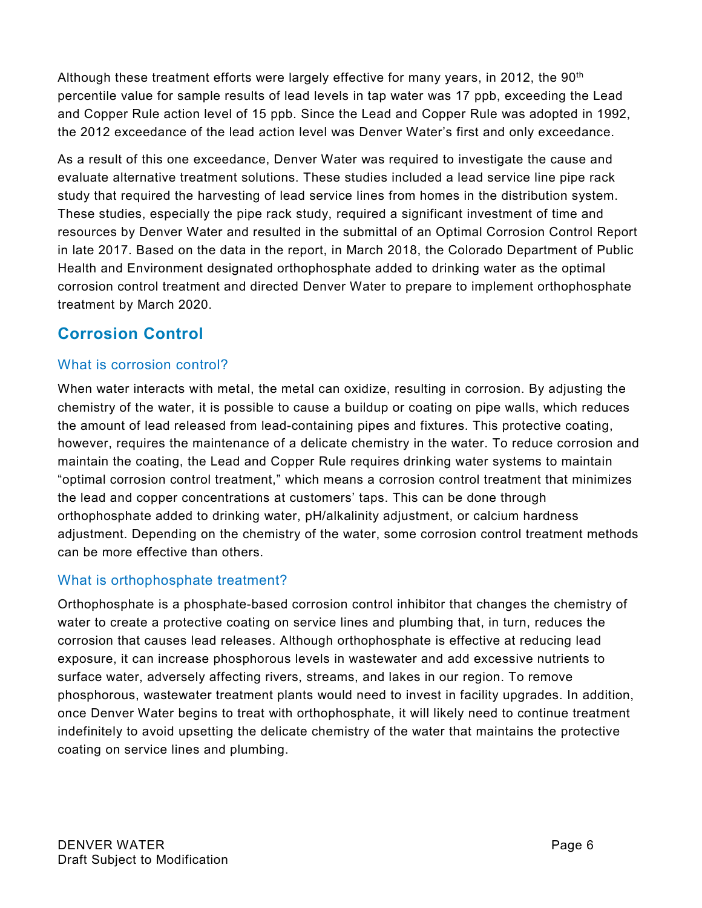Although these treatment efforts were largely effective for many years, in 2012, the 90th percentile value for sample results of lead levels in tap water was 17 ppb, exceeding the Lead and Copper Rule action level of 15 ppb. Since the Lead and Copper Rule was adopted in 1992, the 2012 exceedance of the lead action level was Denver Water's first and only exceedance.

As a result of this one exceedance, Denver Water was required to investigate the cause and evaluate alternative treatment solutions. These studies included a lead service line pipe rack study that required the harvesting of lead service lines from homes in the distribution system. These studies, especially the pipe rack study, required a significant investment of time and resources by Denver Water and resulted in the submittal of an Optimal Corrosion Control Report in late 2017. Based on the data in the report, in March 2018, the Colorado Department of Public Health and Environment designated orthophosphate added to drinking water as the optimal corrosion control treatment and directed Denver Water to prepare to implement orthophosphate treatment by March 2020.

## Corrosion Control

### What is corrosion control?

When water interacts with metal, the metal can oxidize, resulting in corrosion. By adjusting the chemistry of the water, it is possible to cause a buildup or coating on pipe walls, which reduces the amount of lead released from lead-containing pipes and fixtures. This protective coating, however, requires the maintenance of a delicate chemistry in the water. To reduce corrosion and maintain the coating, the Lead and Copper Rule requires drinking water systems to maintain "optimal corrosion control treatment," which means a corrosion control treatment that minimizes the lead and copper concentrations at customers' taps. This can be done through orthophosphate added to drinking water, pH/alkalinity adjustment, or calcium hardness adjustment. Depending on the chemistry of the water, some corrosion control treatment methods can be more effective than others.

### What is orthophosphate treatment?

Orthophosphate is a phosphate-based corrosion control inhibitor that changes the chemistry of water to create a protective coating on service lines and plumbing that, in turn, reduces the corrosion that causes lead releases. Although orthophosphate is effective at reducing lead exposure, it can increase phosphorous levels in wastewater and add excessive nutrients to surface water, adversely affecting rivers, streams, and lakes in our region. To remove phosphorous, wastewater treatment plants would need to invest in facility upgrades. In addition, once Denver Water begins to treat with orthophosphate, it will likely need to continue treatment indefinitely to avoid upsetting the delicate chemistry of the water that maintains the protective coating on service lines and plumbing.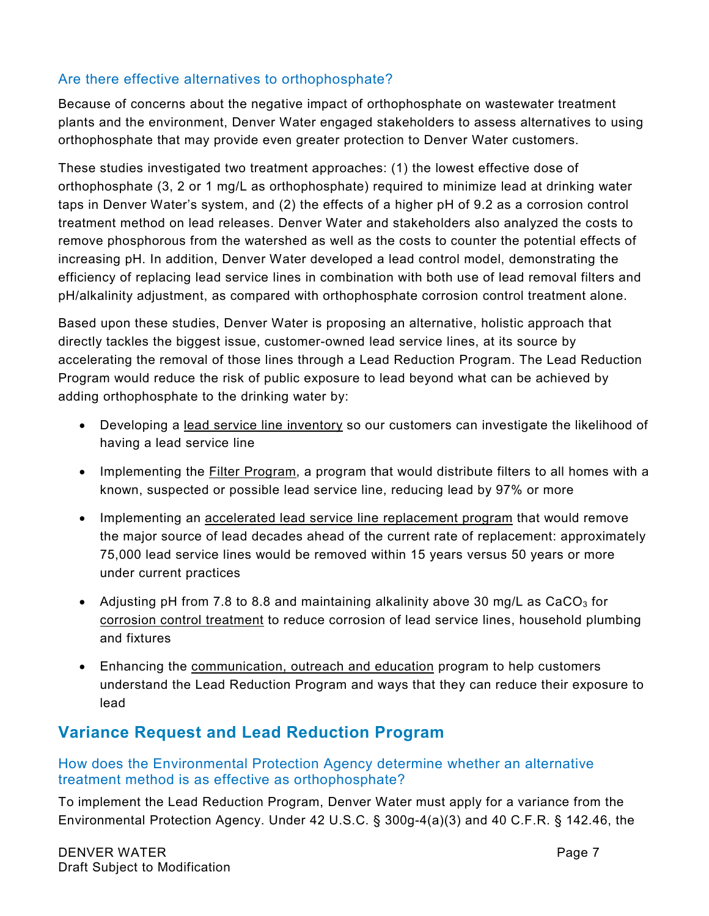### Are there effective alternatives to orthophosphate?

Because of concerns about the negative impact of orthophosphate on wastewater treatment plants and the environment, Denver Water engaged stakeholders to assess alternatives to using orthophosphate that may provide even greater protection to Denver Water customers.

These studies investigated two treatment approaches: (1) the lowest effective dose of orthophosphate (3, 2 or 1 mg/L as orthophosphate) required to minimize lead at drinking water taps in Denver Water's system, and (2) the effects of a higher pH of 9.2 as a corrosion control treatment method on lead releases. Denver Water and stakeholders also analyzed the costs to remove phosphorous from the watershed as well as the costs to counter the potential effects of increasing pH. In addition, Denver Water developed a lead control model, demonstrating the efficiency of replacing lead service lines in combination with both use of lead removal filters and pH/alkalinity adjustment, as compared with orthophosphate corrosion control treatment alone.

Based upon these studies, Denver Water is proposing an alternative, holistic approach that directly tackles the biggest issue, customer-owned lead service lines, at its source by accelerating the removal of those lines through a Lead Reduction Program. The Lead Reduction Program would reduce the risk of public exposure to lead beyond what can be achieved by adding orthophosphate to the drinking water by:

- Developing a lead service line inventory so our customers can investigate the likelihood of having a lead service line
- Implementing the Filter Program, a program that would distribute filters to all homes with a known, suspected or possible lead service line, reducing lead by 97% or more
- Implementing an accelerated lead service line replacement program that would remove the major source of lead decades ahead of the current rate of replacement: approximately 75,000 lead service lines would be removed within 15 years versus 50 years or more under current practices
- Adjusting pH from 7.8 to 8.8 and maintaining alkalinity above 30 mg/L as $CaCO_3$ for corrosion control treatment to reduce corrosion of lead service lines, household plumbing and fixtures
- Enhancing the communication, outreach and education program to help customers understand the Lead Reduction Program and ways that they can reduce their exposure to lead

## Variance Request and Lead Reduction Program

### How does the Environmental Protection Agency determine whether an alternative treatment method is as effective as orthophosphate?

To implement the Lead Reduction Program, Denver Water must apply for a variance from the Environmental Protection Agency. Under 42 U.S.C. § 300g-4(a)(3) and 40 C.F.R. § 142.46, the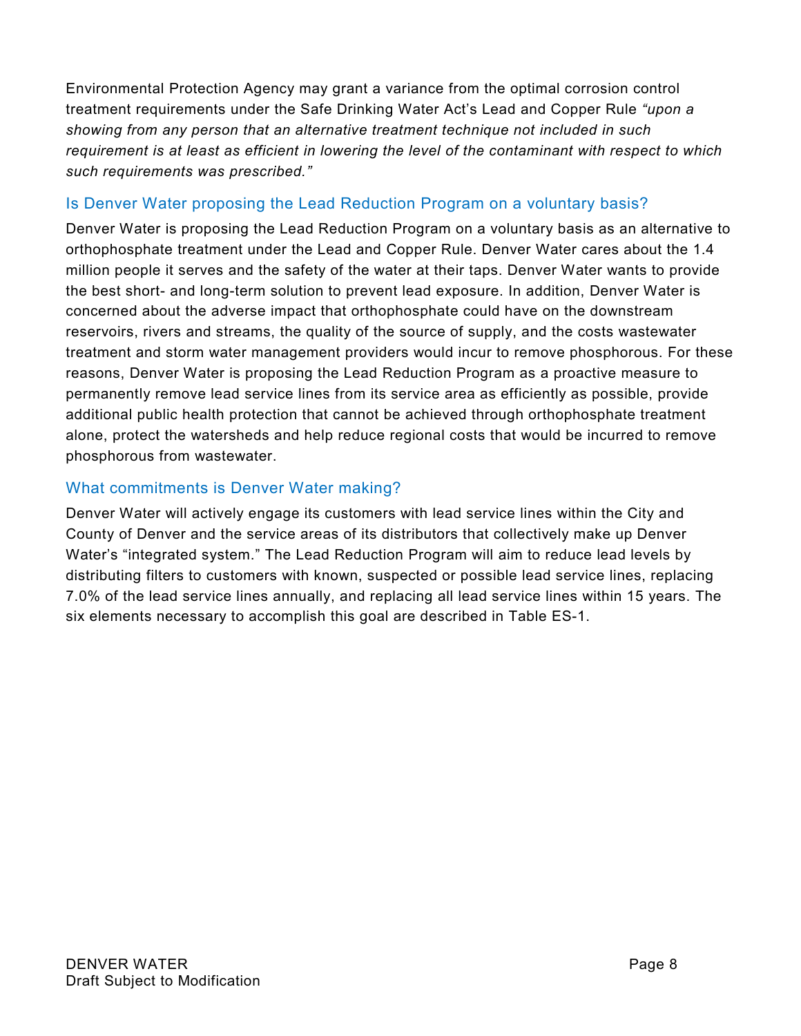Environmental Protection Agency may grant a variance from the optimal corrosion control treatment requirements under the Safe Drinking Water Act's Lead and Copper Rule *"upon a showing from any person that an alternative treatment technique not included in such requirement is at least as efficient in lowering the level of the contaminant with respect to which such requirements was prescribed."*

### Is Denver Water proposing the Lead Reduction Program on a voluntary basis?

Denver Water is proposing the Lead Reduction Program on a voluntary basis as an alternative to orthophosphate treatment under the Lead and Copper Rule. Denver Water cares about the 1.4 million people it serves and the safety of the water at their taps. Denver Water wants to provide the best short- and long-term solution to prevent lead exposure. In addition, Denver Water is concerned about the adverse impact that orthophosphate could have on the downstream reservoirs, rivers and streams, the quality of the source of supply, and the costs wastewater treatment and storm water management providers would incur to remove phosphorous. For these reasons, Denver Water is proposing the Lead Reduction Program as a proactive measure to permanently remove lead service lines from its service area as efficiently as possible, provide additional public health protection that cannot be achieved through orthophosphate treatment alone, protect the watersheds and help reduce regional costs that would be incurred to remove phosphorous from wastewater.

### What commitments is Denver Water making?

Denver Water will actively engage its customers with lead service lines within the City and County of Denver and the service areas of its distributors that collectively make up Denver Water's "integrated system." The Lead Reduction Program will aim to reduce lead levels by distributing filters to customers with known, suspected or possible lead service lines, replacing 7.0% of the lead service lines annually, and replacing all lead service lines within 15 years. The six elements necessary to accomplish this goal are described in Table ES-1.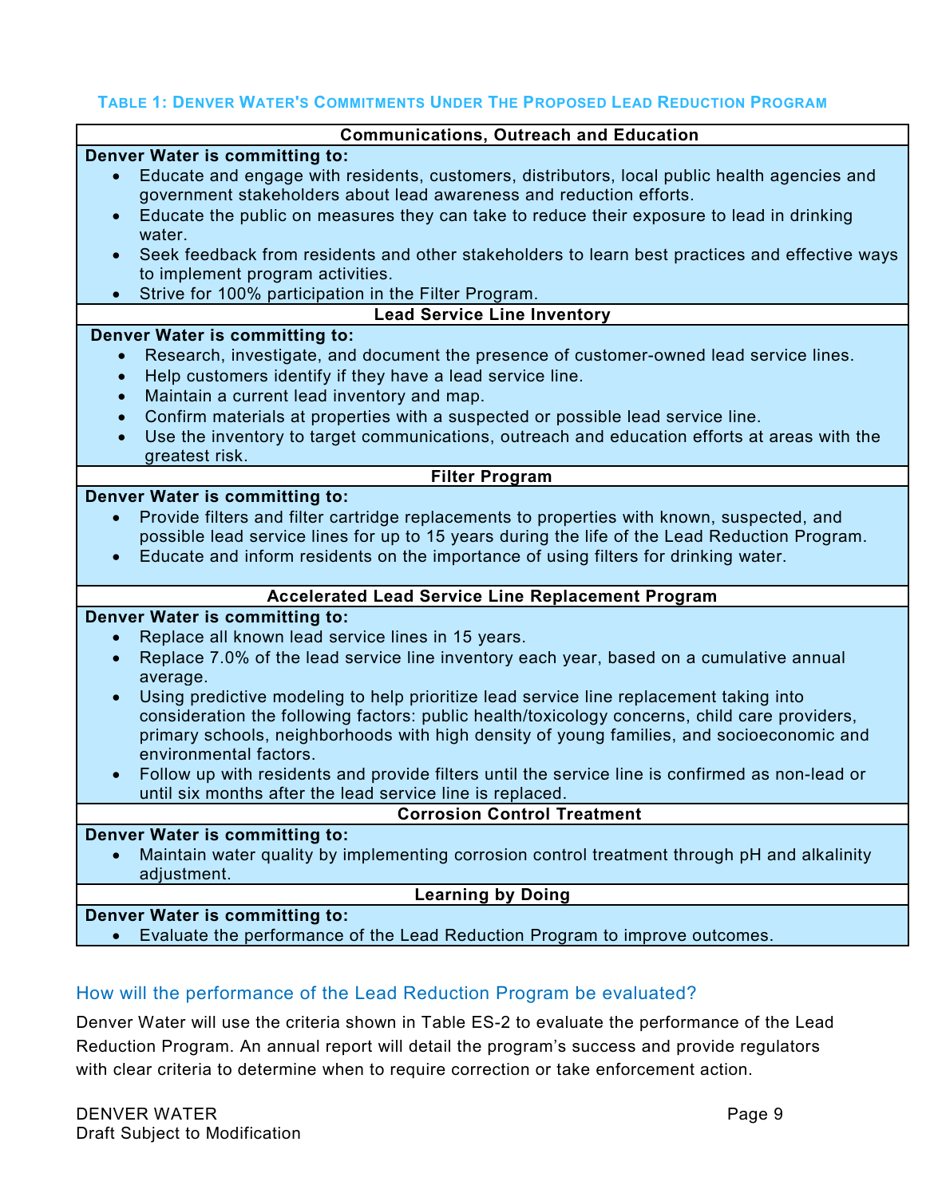**TABLE 1: DENVER WATER'S COMMITMENTS UNDER THE PROPOSED LEAD REDUCTION PROGRAM**

| Communications, Outreach and Education |
|---|
| **Denver Water is committing to:**<br>• Educate and engage with residents, customers, distributors, local public health agencies and government stakeholders about lead awareness and reduction efforts.<br>• Educate the public on measures they can take to reduce their exposure to lead in drinking water.<br>• Seek feedback from residents and other stakeholders to learn best practices and effective ways to implement program activities.<br>• Strive for 100% participation in the Filter Program. |
| **Lead Service Line Inventory** |
| **Denver Water is committing to:**<br>• Research, investigate, and document the presence of customer-owned lead service lines.<br>• Help customers identify if they have a lead service line.<br>• Maintain a current lead inventory and map.<br>• Confirm materials at properties with a suspected or possible lead service line.<br>• Use the inventory to target communications, outreach and education efforts at areas with the greatest risk. |
| **Filter Program** |
| **Denver Water is committing to:**<br>• Provide filters and filter cartridge replacements to properties with known, suspected, and possible lead service lines for up to 15 years during the life of the Lead Reduction Program.<br>• Educate and inform residents on the importance of using filters for drinking water. |
| **Accelerated Lead Service Line Replacement Program** |
| **Denver Water is committing to:**<br>• Replace all known lead service lines in 15 years.<br>• Replace 7.0% of the lead service line inventory each year, based on a cumulative annual average.<br>• Using predictive modeling to help prioritize lead service line replacement taking into consideration the following factors: public health/toxicology concerns, child care providers, primary schools, neighborhoods with high density of young families, and socioeconomic and environmental factors.<br>• Follow up with residents and provide filters until the service line is confirmed as non-lead or until six months after the lead service line is replaced. |
| **Corrosion Control Treatment** |
| **Denver Water is committing to:**<br>• Maintain water quality by implementing corrosion control treatment through pH and alkalinity adjustment. |
| **Learning by Doing** |
| **Denver Water is committing to:**<br>• Evaluate the performance of the Lead Reduction Program to improve outcomes. |

## How will the performance of the Lead Reduction Program be evaluated?

Denver Water will use the criteria shown in Table ES-2 to evaluate the performance of the Lead Reduction Program. An annual report will detail the program's success and provide regulators with clear criteria to determine when to require correction or take enforcement action.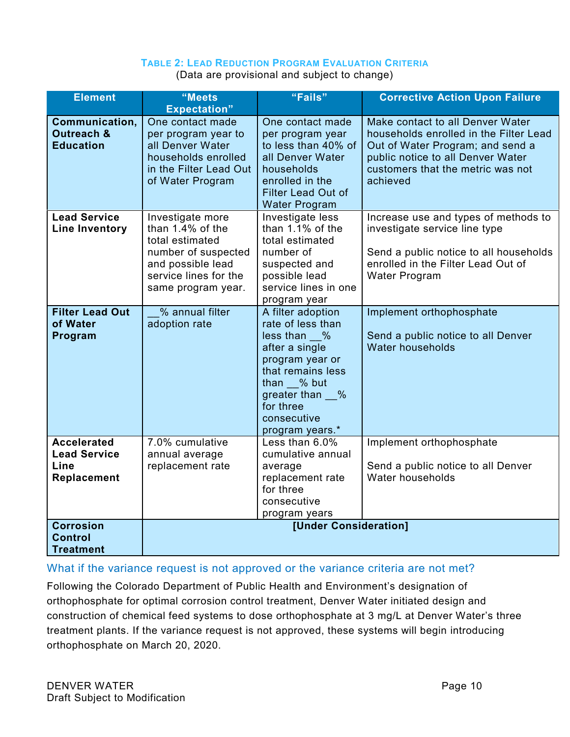**Table 2: Lead Reduction Program Evaluation Criteria**
(Data are provisional and subject to change)

| Element | "Meets Expectation" | "Fails" | Corrective Action Upon Failure |
|---|---|---|---|
| **Communication, Outreach & Education** | One contact made per program year to all Denver Water households enrolled in the Filter Lead Out of Water Program | One contact made per program year to less than 40% of all Denver Water households enrolled in the Filter Lead Out of Water Program | Make contact to all Denver Water households enrolled in the Filter Lead Out of Water Program; and send a public notice to all Denver Water customers that the metric was not achieved |
| **Lead Service Line Inventory** | Investigate more than 1.4% of the total estimated number of suspected and possible lead service lines for the same program year. | Investigate less than 1.1% of the total estimated number of suspected and possible lead service lines in one program year | Increase use and types of methods to investigate service line type<br><br>Send a public notice to all households enrolled in the Filter Lead Out of Water Program |
| **Filter Lead Out of Water Program** | __% annual filter adoption rate | A filter adoption rate of less than less than __% after a single program year or that remains less than __% but greater than __% for three consecutive program years.* | Implement orthophosphate<br><br>Send a public notice to all Denver Water households |
| **Accelerated Lead Service Line Replacement** | 7.0% cumulative annual average replacement rate | Less than 6.0% cumulative annual average replacement rate for three consecutive program years | Implement orthophosphate<br><br>Send a public notice to all Denver Water households |
| **Corrosion Control Treatment** | **[Under Consideration]** | | |

### What if the variance request is not approved or the variance criteria are not met?

Following the Colorado Department of Public Health and Environment's designation of orthophosphate for optimal corrosion control treatment, Denver Water initiated design and construction of chemical feed systems to dose orthophosphate at 3 mg/L at Denver Water's three treatment plants. If the variance request is not approved, these systems will begin introducing orthophosphate on March 20, 2020.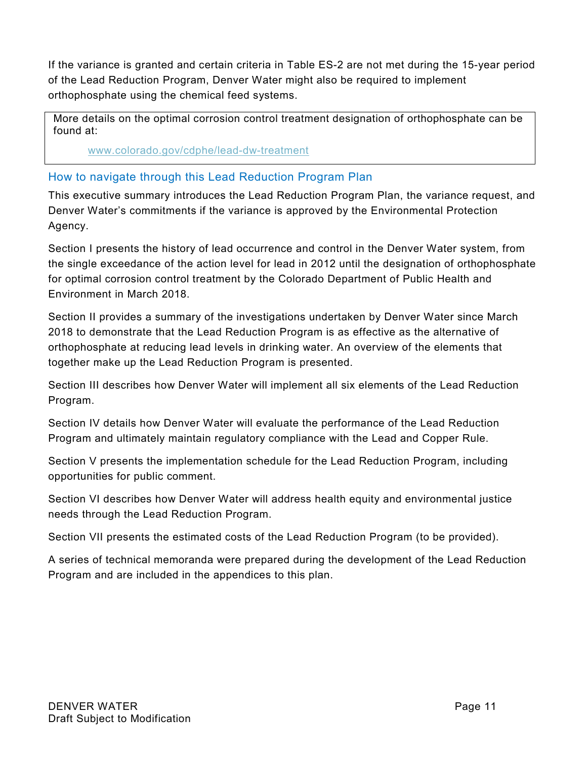If the variance is granted and certain criteria in Table ES-2 are not met during the 15-year period of the Lead Reduction Program, Denver Water might also be required to implement orthophosphate using the chemical feed systems.

> More details on the optimal corrosion control treatment designation of orthophosphate can be found at:
>
> www.colorado.gov/cdphe/lead-dw-treatment

## How to navigate through this Lead Reduction Program Plan

This executive summary introduces the Lead Reduction Program Plan, the variance request, and Denver Water's commitments if the variance is approved by the Environmental Protection Agency.

Section I presents the history of lead occurrence and control in the Denver Water system, from the single exceedance of the action level for lead in 2012 until the designation of orthophosphate for optimal corrosion control treatment by the Colorado Department of Public Health and Environment in March 2018.

Section II provides a summary of the investigations undertaken by Denver Water since March 2018 to demonstrate that the Lead Reduction Program is as effective as the alternative of orthophosphate at reducing lead levels in drinking water. An overview of the elements that together make up the Lead Reduction Program is presented.

Section III describes how Denver Water will implement all six elements of the Lead Reduction Program.

Section IV details how Denver Water will evaluate the performance of the Lead Reduction Program and ultimately maintain regulatory compliance with the Lead and Copper Rule.

Section V presents the implementation schedule for the Lead Reduction Program, including opportunities for public comment.

Section VI describes how Denver Water will address health equity and environmental justice needs through the Lead Reduction Program.

Section VII presents the estimated costs of the Lead Reduction Program (to be provided).

A series of technical memoranda were prepared during the development of the Lead Reduction Program and are included in the appendices to this plan.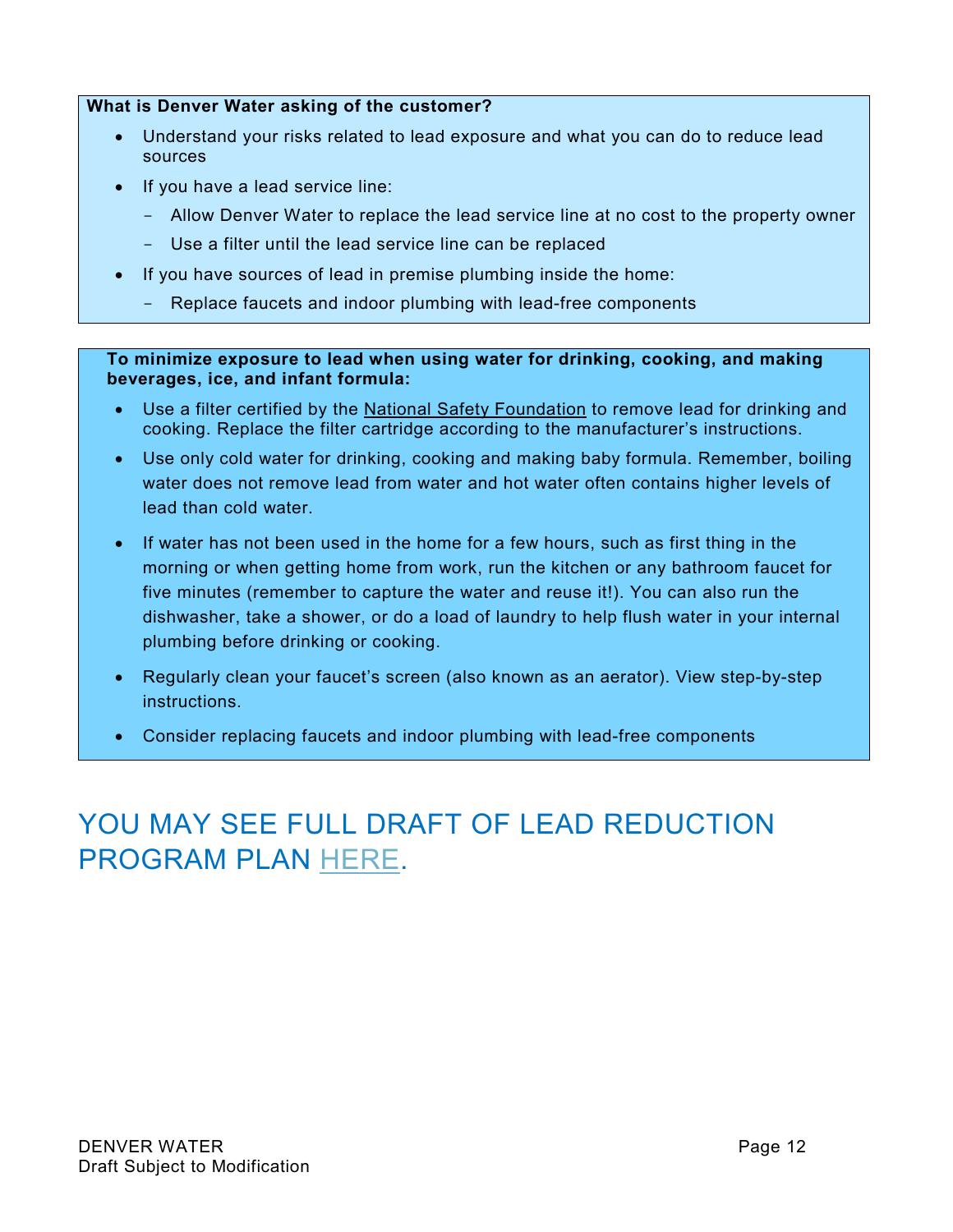**What is Denver Water asking of the customer?**

- Understand your risks related to lead exposure and what you can do to reduce lead sources
- If you have a lead service line:
  - Allow Denver Water to replace the lead service line at no cost to the property owner
  - Use a filter until the lead service line can be replaced
- If you have sources of lead in premise plumbing inside the home:
  - Replace faucets and indoor plumbing with lead-free components

**To minimize exposure to lead when using water for drinking, cooking, and making beverages, ice, and infant formula:**

- Use a filter certified by the National Safety Foundation to remove lead for drinking and cooking. Replace the filter cartridge according to the manufacturer's instructions.
- Use only cold water for drinking, cooking and making baby formula. Remember, boiling water does not remove lead from water and hot water often contains higher levels of lead than cold water.
- If water has not been used in the home for a few hours, such as first thing in the morning or when getting home from work, run the kitchen or any bathroom faucet for five minutes (remember to capture the water and reuse it!). You can also run the dishwasher, take a shower, or do a load of laundry to help flush water in your internal plumbing before drinking or cooking.
- Regularly clean your faucet's screen (also known as an aerator). View step-by-step instructions.
- Consider replacing faucets and indoor plumbing with lead-free components

## YOU MAY SEE FULL DRAFT OF LEAD REDUCTION PROGRAM PLAN HERE.

Draft Subject to Modification